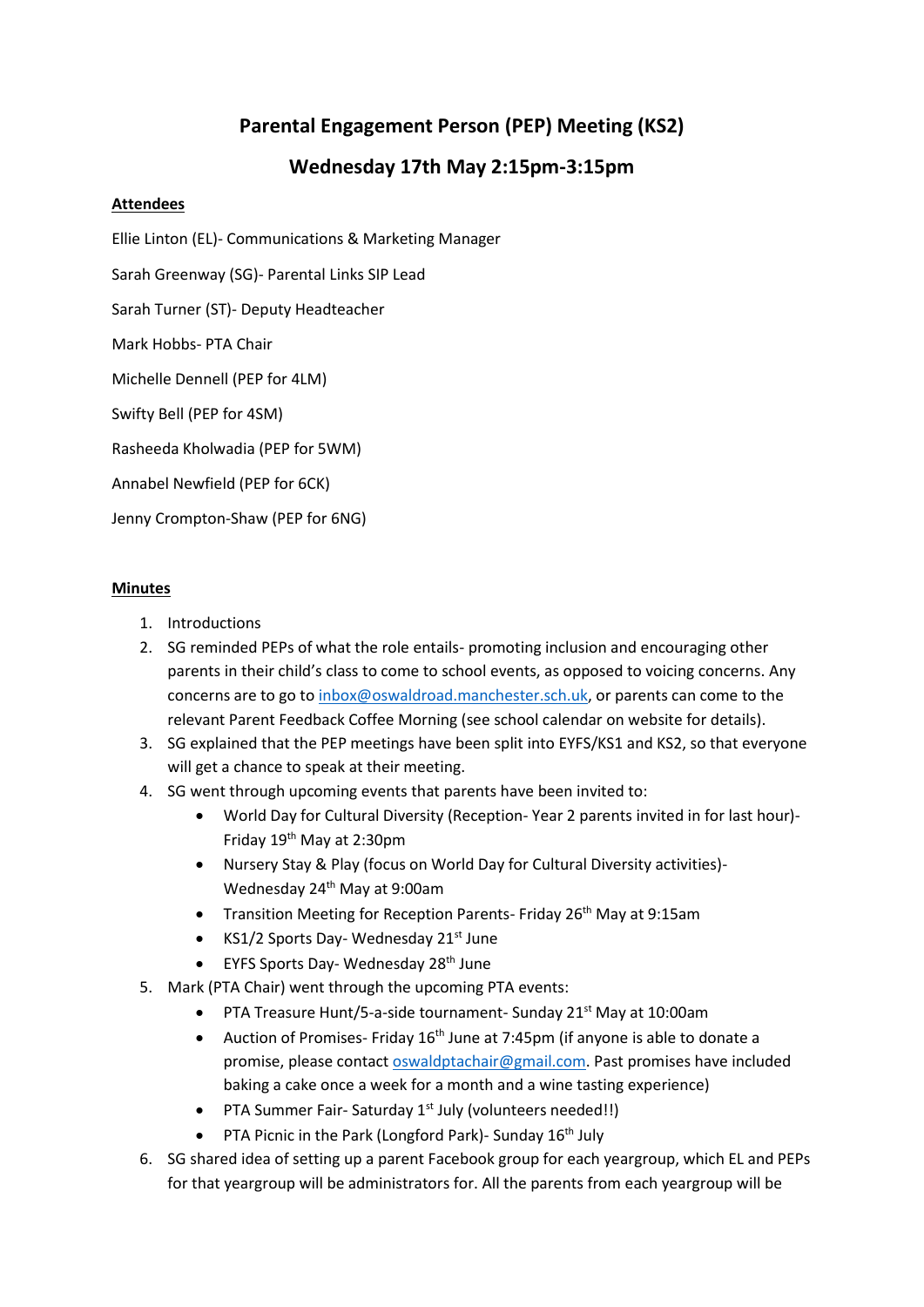# Parental Engagement Person (PEP) Meeting (KS2)

## Wednesday 17th May 2:15pm-3:15pm

**Attendees**

Ellie Linton (EL)- Communications & Marketing Manager

Sarah Greenway (SG)- Parental Links SIP Lead

Sarah Turner (ST)- Deputy Headteacher

Mark Hobbs- PTA Chair

Michelle Dennell (PEP for 4LM)

Swifty Bell (PEP for 4SM)

Rasheeda Kholwadia (PEP for 5WM)

Annabel Newfield (PEP for 6CK)

Jenny Crompton-Shaw (PEP for 6NG)

**Minutes**

1. Introductions
2. SG reminded PEPs of what the role entails- promoting inclusion and encouraging other parents in their child's class to come to school events, as opposed to voicing concerns. Any concerns are to go to inbox@oswaldroad.manchester.sch.uk, or parents can come to the relevant Parent Feedback Coffee Morning (see school calendar on website for details).
3. SG explained that the PEP meetings have been split into EYFS/KS1 and KS2, so that everyone will get a chance to speak at their meeting.
4. SG went through upcoming events that parents have been invited to:
   - World Day for Cultural Diversity (Reception- Year 2 parents invited in for last hour)- Friday 19th May at 2:30pm
   - Nursery Stay & Play (focus on World Day for Cultural Diversity activities)- Wednesday 24th May at 9:00am
   - Transition Meeting for Reception Parents- Friday 26th May at 9:15am
   - KS1/2 Sports Day- Wednesday 21st June
   - EYFS Sports Day- Wednesday 28th June
5. Mark (PTA Chair) went through the upcoming PTA events:
   - PTA Treasure Hunt/5-a-side tournament- Sunday 21st May at 10:00am
   - Auction of Promises- Friday 16th June at 7:45pm (if anyone is able to donate a promise, please contact oswaldptachair@gmail.com. Past promises have included baking a cake once a week for a month and a wine tasting experience)
   - PTA Summer Fair- Saturday 1st July (volunteers needed!!)
   - PTA Picnic in the Park (Longford Park)- Sunday 16th July
6. SG shared idea of setting up a parent Facebook group for each yeargroup, which EL and PEPs for that yeargroup will be administrators for. All the parents from each yeargroup will be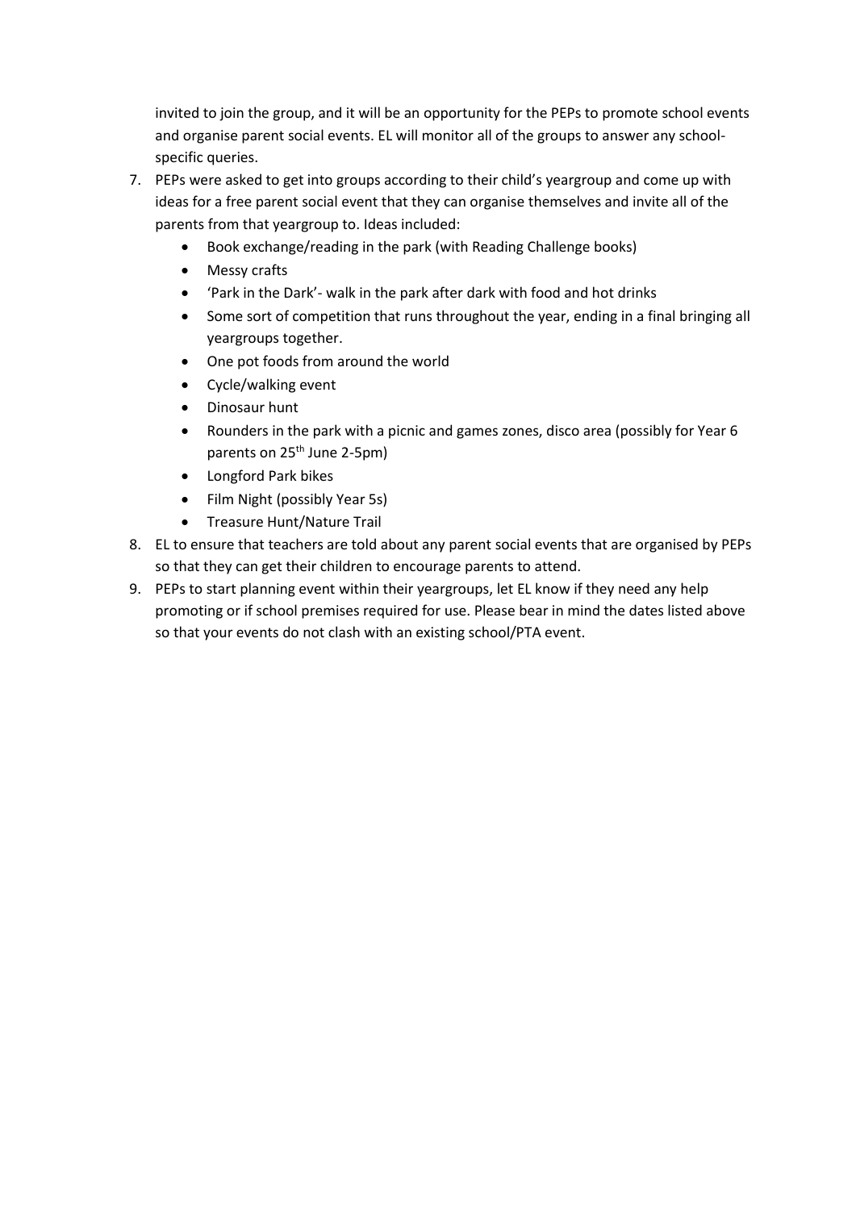invited to join the group, and it will be an opportunity for the PEPs to promote school events and organise parent social events. EL will monitor all of the groups to answer any school-specific queries.

7. PEPs were asked to get into groups according to their child's yeargroup and come up with ideas for a free parent social event that they can organise themselves and invite all of the parents from that yeargroup to. Ideas included:
   - Book exchange/reading in the park (with Reading Challenge books)
   - Messy crafts
   - 'Park in the Dark'- walk in the park after dark with food and hot drinks
   - Some sort of competition that runs throughout the year, ending in a final bringing all yeargroups together.
   - One pot foods from around the world
   - Cycle/walking event
   - Dinosaur hunt
   - Rounders in the park with a picnic and games zones, disco area (possibly for Year 6 parents on 25th June 2-5pm)
   - Longford Park bikes
   - Film Night (possibly Year 5s)
   - Treasure Hunt/Nature Trail
8. EL to ensure that teachers are told about any parent social events that are organised by PEPs so that they can get their children to encourage parents to attend.
9. PEPs to start planning event within their yeargroups, let EL know if they need any help promoting or if school premises required for use. Please bear in mind the dates listed above so that your events do not clash with an existing school/PTA event.